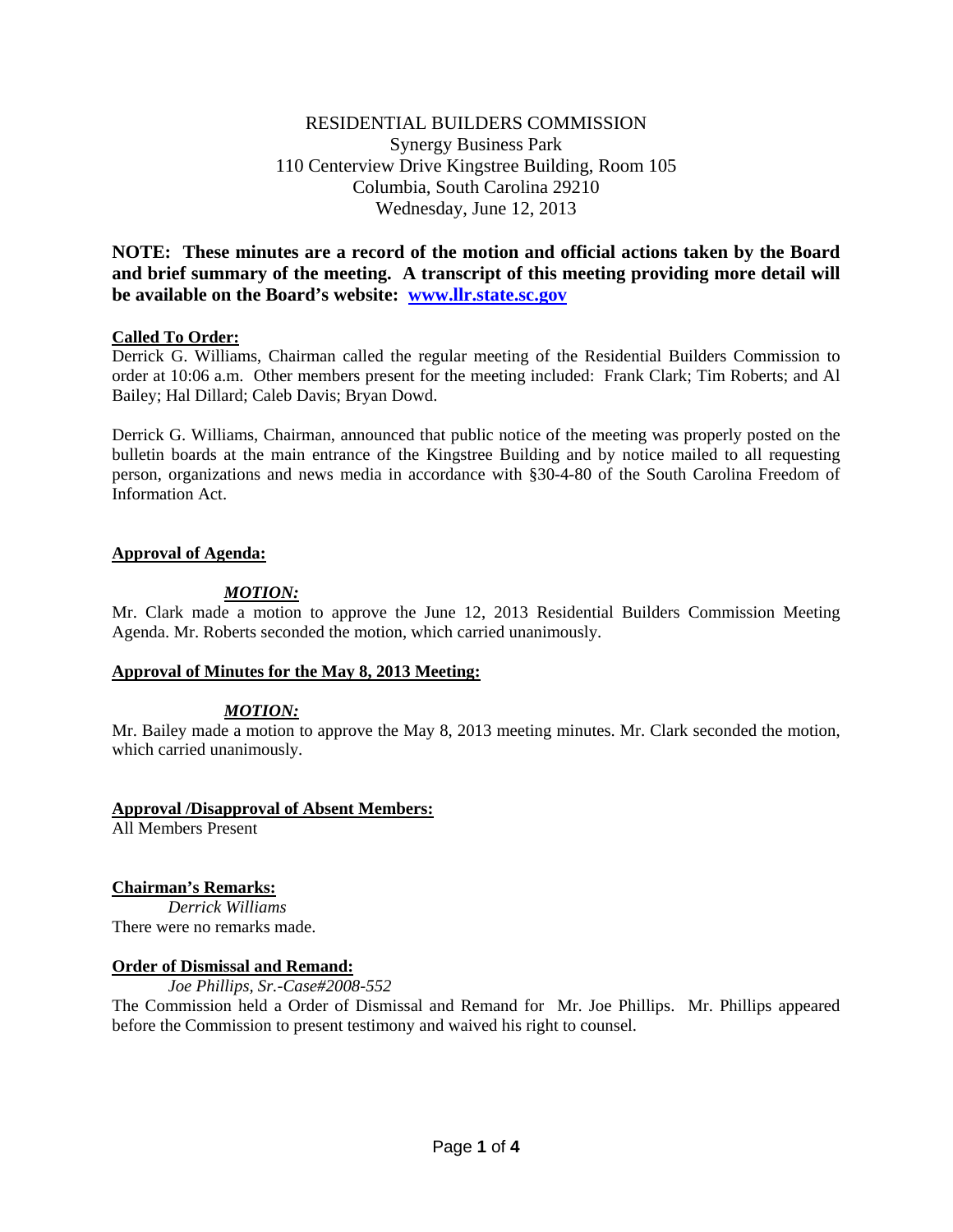RESIDENTIAL BUILDERS COMMISSION
Synergy Business Park
110 Centerview Drive Kingstree Building, Room 105
Columbia, South Carolina 29210
Wednesday, June 12, 2013

**NOTE: These minutes are a record of the motion and official actions taken by the Board and brief summary of the meeting. A transcript of this meeting providing more detail will be available on the Board's website: [www.llr.state.sc.gov](http://www.llr.state.sc.gov)**

**Called To Order:**

Derrick G. Williams, Chairman called the regular meeting of the Residential Builders Commission to order at 10:06 a.m. Other members present for the meeting included: Frank Clark; Tim Roberts; and Al Bailey; Hal Dillard; Caleb Davis; Bryan Dowd.

Derrick G. Williams, Chairman, announced that public notice of the meeting was properly posted on the bulletin boards at the main entrance of the Kingstree Building and by notice mailed to all requesting person, organizations and news media in accordance with §30-4-80 of the South Carolina Freedom of Information Act.

**Approval of Agenda:**

***MOTION:***

Mr. Clark made a motion to approve the June 12, 2013 Residential Builders Commission Meeting Agenda. Mr. Roberts seconded the motion, which carried unanimously.

**Approval of Minutes for the May 8, 2013 Meeting:**

***MOTION:***

Mr. Bailey made a motion to approve the May 8, 2013 meeting minutes. Mr. Clark seconded the motion, which carried unanimously.

**Approval /Disapproval of Absent Members:**

All Members Present

**Chairman's Remarks:**

*Derrick Williams*

There were no remarks made.

**Order of Dismissal and Remand:**

*Joe Phillips, Sr.-Case#2008-552*

The Commission held a Order of Dismissal and Remand for Mr. Joe Phillips. Mr. Phillips appeared before the Commission to present testimony and waived his right to counsel.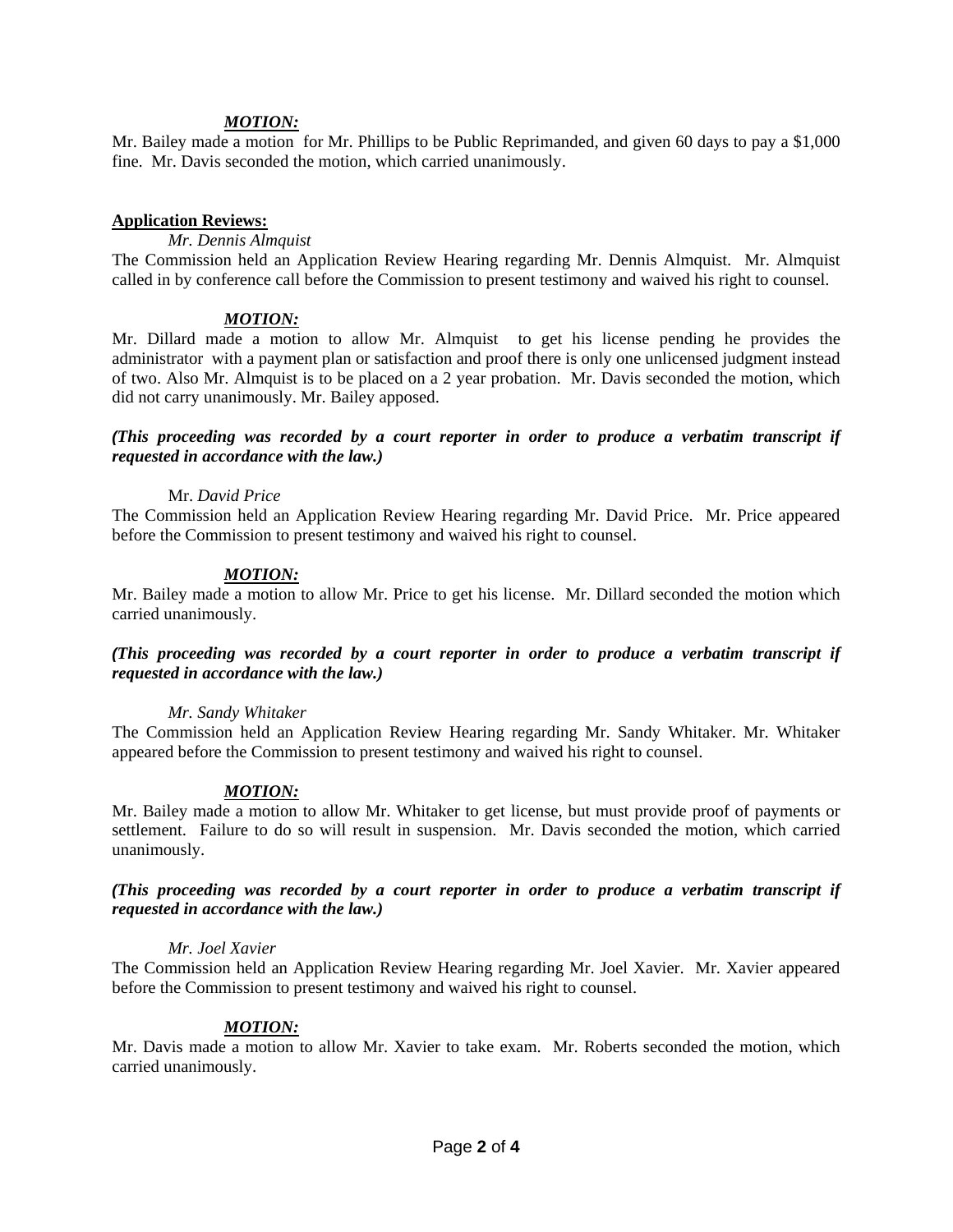***MOTION:***

Mr. Bailey made a motion for Mr. Phillips to be Public Reprimanded, and given 60 days to pay a $1,000 fine. Mr. Davis seconded the motion, which carried unanimously.

**Application Reviews:**

*Mr. Dennis Almquist*

The Commission held an Application Review Hearing regarding Mr. Dennis Almquist. Mr. Almquist called in by conference call before the Commission to present testimony and waived his right to counsel.

***MOTION:***

Mr. Dillard made a motion to allow Mr. Almquist to get his license pending he provides the administrator with a payment plan or satisfaction and proof there is only one unlicensed judgment instead of two. Also Mr. Almquist is to be placed on a 2 year probation. Mr. Davis seconded the motion, which did not carry unanimously. Mr. Bailey apposed.

***(This proceeding was recorded by a court reporter in order to produce a verbatim transcript if requested in accordance with the law.)***

Mr. *David Price*

The Commission held an Application Review Hearing regarding Mr. David Price. Mr. Price appeared before the Commission to present testimony and waived his right to counsel.

***MOTION:***

Mr. Bailey made a motion to allow Mr. Price to get his license. Mr. Dillard seconded the motion which carried unanimously.

***(This proceeding was recorded by a court reporter in order to produce a verbatim transcript if requested in accordance with the law.)***

*Mr. Sandy Whitaker*

The Commission held an Application Review Hearing regarding Mr. Sandy Whitaker. Mr. Whitaker appeared before the Commission to present testimony and waived his right to counsel.

***MOTION:***

Mr. Bailey made a motion to allow Mr. Whitaker to get license, but must provide proof of payments or settlement. Failure to do so will result in suspension. Mr. Davis seconded the motion, which carried unanimously.

***(This proceeding was recorded by a court reporter in order to produce a verbatim transcript if requested in accordance with the law.)***

*Mr. Joel Xavier*

The Commission held an Application Review Hearing regarding Mr. Joel Xavier. Mr. Xavier appeared before the Commission to present testimony and waived his right to counsel.

***MOTION:***

Mr. Davis made a motion to allow Mr. Xavier to take exam. Mr. Roberts seconded the motion, which carried unanimously.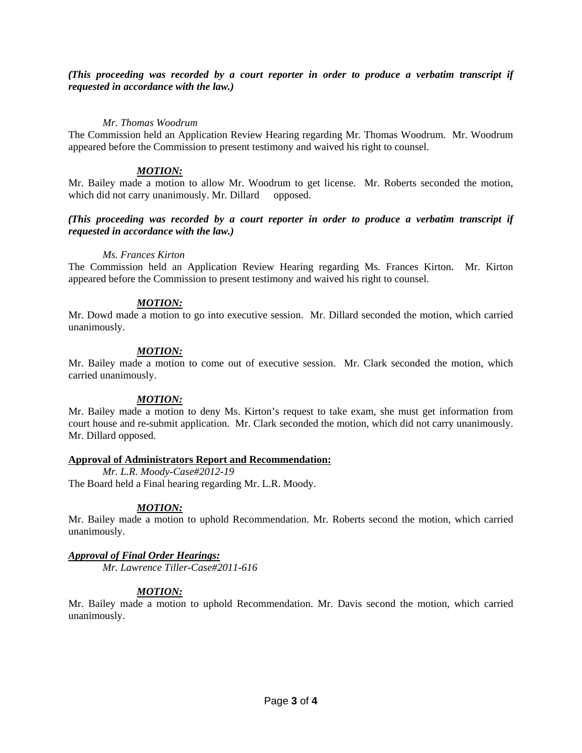***(This proceeding was recorded by a court reporter in order to produce a verbatim transcript if requested in accordance with the law.)***

*Mr. Thomas Woodrum*

The Commission held an Application Review Hearing regarding Mr. Thomas Woodrum. Mr. Woodrum appeared before the Commission to present testimony and waived his right to counsel.

***MOTION:***

Mr. Bailey made a motion to allow Mr. Woodrum to get license. Mr. Roberts seconded the motion, which did not carry unanimously. Mr. Dillard opposed.

***(This proceeding was recorded by a court reporter in order to produce a verbatim transcript if requested in accordance with the law.)***

*Ms. Frances Kirton*

The Commission held an Application Review Hearing regarding Ms. Frances Kirton. Mr. Kirton appeared before the Commission to present testimony and waived his right to counsel.

***MOTION:***

Mr. Dowd made a motion to go into executive session. Mr. Dillard seconded the motion, which carried unanimously.

***MOTION:***

Mr. Bailey made a motion to come out of executive session. Mr. Clark seconded the motion, which carried unanimously.

***MOTION:***

Mr. Bailey made a motion to deny Ms. Kirton's request to take exam, she must get information from court house and re-submit application. Mr. Clark seconded the motion, which did not carry unanimously. Mr. Dillard opposed.

**Approval of Administrators Report and Recommendation:**

*Mr. L.R. Moody-Case#2012-19*

The Board held a Final hearing regarding Mr. L.R. Moody.

***MOTION:***

Mr. Bailey made a motion to uphold Recommendation. Mr. Roberts second the motion, which carried unanimously.

***Approval of Final Order Hearings:***

*Mr. Lawrence Tiller-Case#2011-616*

***MOTION:***

Mr. Bailey made a motion to uphold Recommendation. Mr. Davis second the motion, which carried unanimously.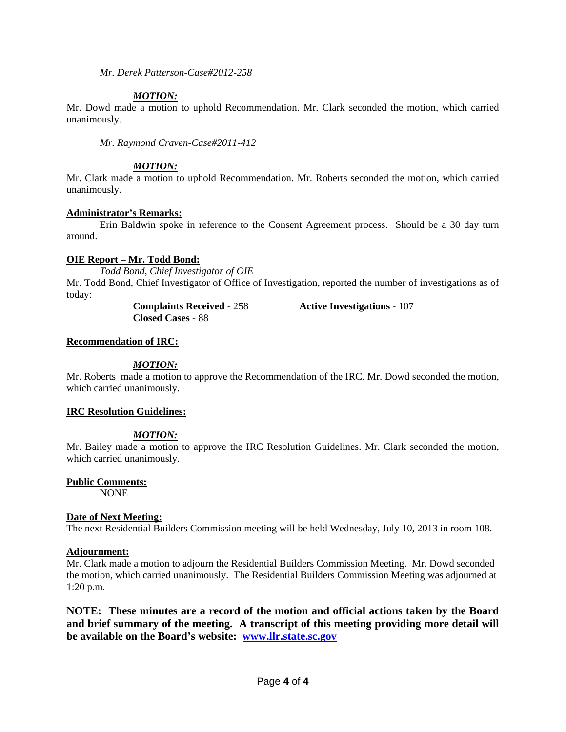*Mr. Derek Patterson-Case#2012-258*

***MOTION:***

Mr. Dowd made a motion to uphold Recommendation. Mr. Clark seconded the motion, which carried unanimously.

*Mr. Raymond Craven-Case#2011-412*

***MOTION:***

Mr. Clark made a motion to uphold Recommendation. Mr. Roberts seconded the motion, which carried unanimously.

**Administrator's Remarks:**

Erin Baldwin spoke in reference to the Consent Agreement process. Should be a 30 day turn around.

**OIE Report – Mr. Todd Bond:**

*Todd Bond, Chief Investigator of OIE*

Mr. Todd Bond, Chief Investigator of Office of Investigation, reported the number of investigations as of today:

**Complaints Received -** 258 **Active Investigations -** 107
**Closed Cases -** 88

**Recommendation of IRC:**

***MOTION:***

Mr. Roberts made a motion to approve the Recommendation of the IRC. Mr. Dowd seconded the motion, which carried unanimously.

**IRC Resolution Guidelines:**

***MOTION:***

Mr. Bailey made a motion to approve the IRC Resolution Guidelines. Mr. Clark seconded the motion, which carried unanimously.

**Public Comments:**

NONE

**Date of Next Meeting:**

The next Residential Builders Commission meeting will be held Wednesday, July 10, 2013 in room 108.

**Adjournment:**

Mr. Clark made a motion to adjourn the Residential Builders Commission Meeting. Mr. Dowd seconded the motion, which carried unanimously. The Residential Builders Commission Meeting was adjourned at 1:20 p.m.

**NOTE: These minutes are a record of the motion and official actions taken by the Board and brief summary of the meeting. A transcript of this meeting providing more detail will be available on the Board's website: [www.llr.state.sc.gov](http://www.llr.state.sc.gov)**